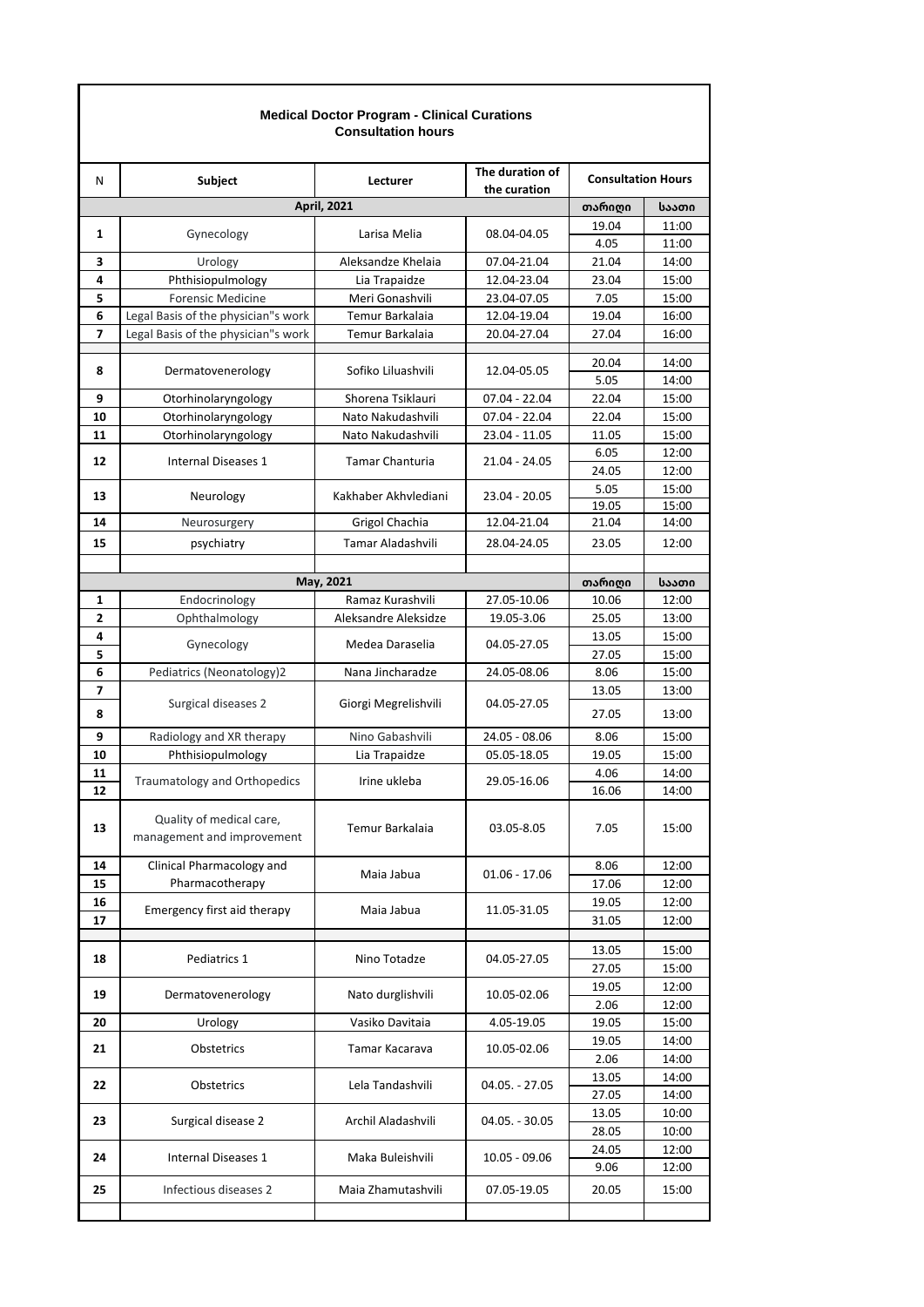# Medical Doctor Program - Clinical Curations
## Consultation hours

| N | Subject | Lecturer | The duration of the curation | Consultation Hours | |
|---|---|---|---|---|---|
| | | **April, 2021** | | თარიღი | საათი |
| 1 | Gynecology | Larisa Melia | 08.04-04.05 | 19.04 | 11:00 |
| | | | | 4.05 | 11:00 |
| 3 | Urology | Aleksandze Khelaia | 07.04-21.04 | 21.04 | 14:00 |
| 4 | Phthisiopulmology | Lia Trapaidze | 12.04-23.04 | 23.04 | 15:00 |
| 5 | Forensic Medicine | Meri Gonashvili | 23.04-07.05 | 7.05 | 15:00 |
| 6 | Legal Basis of the physician"s work | Temur Barkalaia | 12.04-19.04 | 19.04 | 16:00 |
| 7 | Legal Basis of the physician"s work | Temur Barkalaia | 20.04-27.04 | 27.04 | 16:00 |
| | | | | | |
| 8 | Dermatovenerology | Sofiko Liluashvili | 12.04-05.05 | 20.04 | 14:00 |
| | | | | 5.05 | 14:00 |
| 9 | Otorhinolaryngology | Shorena Tsiklauri | 07.04 - 22.04 | 22.04 | 15:00 |
| 10 | Otorhinolaryngology | Nato Nakudashvili | 07.04 - 22.04 | 22.04 | 15:00 |
| 11 | Otorhinolaryngology | Nato Nakudashvili | 23.04 - 11.05 | 11.05 | 15:00 |
| 12 | Internal Diseases 1 | Tamar Chanturia | 21.04 - 24.05 | 6.05 | 12:00 |
| | | | | 24.05 | 12:00 |
| 13 | Neurology | Kakhaber Akhvlediani | 23.04 - 20.05 | 5.05 | 15:00 |
| | | | | 19.05 | 15:00 |
| 14 | Neurosurgery | Grigol Chachia | 12.04-21.04 | 21.04 | 14:00 |
| 15 | psychiatry | Tamar Aladashvili | 28.04-24.05 | 23.05 | 12:00 |
| | | | | | |
| | | **May, 2021** | | თარიღი | საათი |
| 1 | Endocrinology | Ramaz Kurashvili | 27.05-10.06 | 10.06 | 12:00 |
| 2 | Ophthalmology | Aleksandre Aleksidze | 19.05-3.06 | 25.05 | 13:00 |
| 4 | Gynecology | Medea Daraselia | 04.05-27.05 | 13.05 | 15:00 |
| 5 | | | | 27.05 | 15:00 |
| 6 | Pediatrics (Neonatology)2 | Nana Jincharadze | 24.05-08.06 | 8.06 | 15:00 |
| 7 | Surgical diseases 2 | Giorgi Megrelishvili | 04.05-27.05 | 13.05 | 13:00 |
| 8 | | | | 27.05 | 13:00 |
| 9 | Radiology and XR therapy | Nino Gabashvili | 24.05 - 08.06 | 8.06 | 15:00 |
| 10 | Phthisiopulmology | Lia Trapaidze | 05.05-18.05 | 19.05 | 15:00 |
| 11 | Traumatology and Orthopedics | Irine ukleba | 29.05-16.06 | 4.06 | 14:00 |
| 12 | | | | 16.06 | 14:00 |
| 13 | Quality of medical care, management and improvement | Temur Barkalaia | 03.05-8.05 | 7.05 | 15:00 |
| 14 | Clinical Pharmacology and Pharmacotherapy | Maia Jabua | 01.06 - 17.06 | 8.06 | 12:00 |
| 15 | | | | 17.06 | 12:00 |
| 16 | Emergency first aid therapy | Maia Jabua | 11.05-31.05 | 19.05 | 12:00 |
| 17 | | | | 31.05 | 12:00 |
| | | | | | |
| 18 | Pediatrics 1 | Nino Totadze | 04.05-27.05 | 13.05 | 15:00 |
| | | | | 27.05 | 15:00 |
| 19 | Dermatovenerology | Nato durglishvili | 10.05-02.06 | 19.05 | 12:00 |
| | | | | 2.06 | 12:00 |
| 20 | Urology | Vasiko Davitaia | 4.05-19.05 | 19.05 | 15:00 |
| 21 | Obstetrics | Tamar Kacarava | 10.05-02.06 | 19.05 | 14:00 |
| | | | | 2.06 | 14:00 |
| 22 | Obstetrics | Lela Tandashvili | 04.05. - 27.05 | 13.05 | 14:00 |
| | | | | 27.05 | 14:00 |
| 23 | Surgical disease 2 | Archil Aladashvili | 04.05. - 30.05 | 13.05 | 10:00 |
| | | | | 28.05 | 10:00 |
| 24 | Internal Diseases 1 | Maka Buleishvili | 10.05 - 09.06 | 24.05 | 12:00 |
| | | | | 9.06 | 12:00 |
| 25 | Infectious diseases 2 | Maia Zhamutashvili | 07.05-19.05 | 20.05 | 15:00 |
| | | | | | |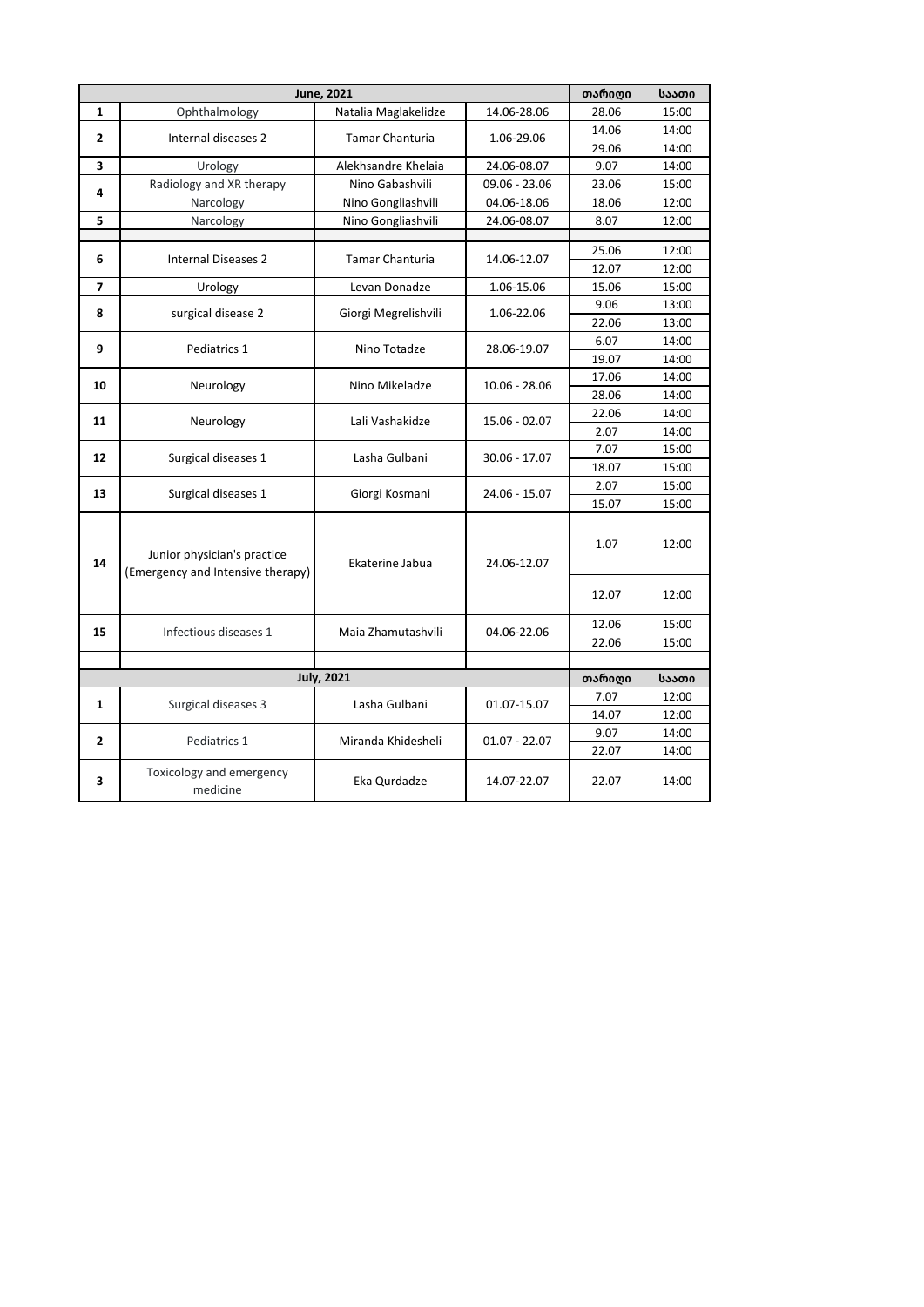| June, 2021 | | | | თარიღი | საათი |
|---|---|---|---|---|---|
| 1 | Ophthalmology | Natalia Maglakelidze | 14.06-28.06 | 28.06 | 15:00 |
| 2 | Internal diseases 2 | Tamar Chanturia | 1.06-29.06 | 14.06 | 14:00 |
| | | | | 29.06 | 14:00 |
| 3 | Urology | Alekhsandre Khelaia | 24.06-08.07 | 9.07 | 14:00 |
| 4 | Radiology and XR therapy | Nino Gabashvili | 09.06 - 23.06 | 23.06 | 15:00 |
| | Narcology | Nino Gongliashvili | 04.06-18.06 | 18.06 | 12:00 |
| 5 | Narcology | Nino Gongliashvili | 24.06-08.07 | 8.07 | 12:00 |
| | | | | | |
| 6 | Internal Diseases 2 | Tamar Chanturia | 14.06-12.07 | 25.06 | 12:00 |
| | | | | 12.07 | 12:00 |
| 7 | Urology | Levan Donadze | 1.06-15.06 | 15.06 | 15:00 |
| 8 | surgical disease 2 | Giorgi Megrelishvili | 1.06-22.06 | 9.06 | 13:00 |
| | | | | 22.06 | 13:00 |
| 9 | Pediatrics 1 | Nino Totadze | 28.06-19.07 | 6.07 | 14:00 |
| | | | | 19.07 | 14:00 |
| 10 | Neurology | Nino Mikeladze | 10.06 - 28.06 | 17.06 | 14:00 |
| | | | | 28.06 | 14:00 |
| 11 | Neurology | Lali Vashakidze | 15.06 - 02.07 | 22.06 | 14:00 |
| | | | | 2.07 | 14:00 |
| 12 | Surgical diseases 1 | Lasha Gulbani | 30.06 - 17.07 | 7.07 | 15:00 |
| | | | | 18.07 | 15:00 |
| 13 | Surgical diseases 1 | Giorgi Kosmani | 24.06 - 15.07 | 2.07 | 15:00 |
| | | | | 15.07 | 15:00 |
| 14 | Junior physician's practice (Emergency and Intensive therapy) | Ekaterine Jabua | 24.06-12.07 | 1.07 | 12:00 |
| | | | | 12.07 | 12:00 |
| 15 | Infectious diseases 1 | Maia Zhamutashvili | 04.06-22.06 | 12.06 | 15:00 |
| | | | | 22.06 | 15:00 |
| | | | | | |
| **July, 2021** | | | | **თარიღი** | **საათი** |
| 1 | Surgical diseases 3 | Lasha Gulbani | 01.07-15.07 | 7.07 | 12:00 |
| | | | | 14.07 | 12:00 |
| 2 | Pediatrics 1 | Miranda Khidesheli | 01.07 - 22.07 | 9.07 | 14:00 |
| | | | | 22.07 | 14:00 |
| 3 | Toxicology and emergency medicine | Eka Qurdadze | 14.07-22.07 | 22.07 | 14:00 |